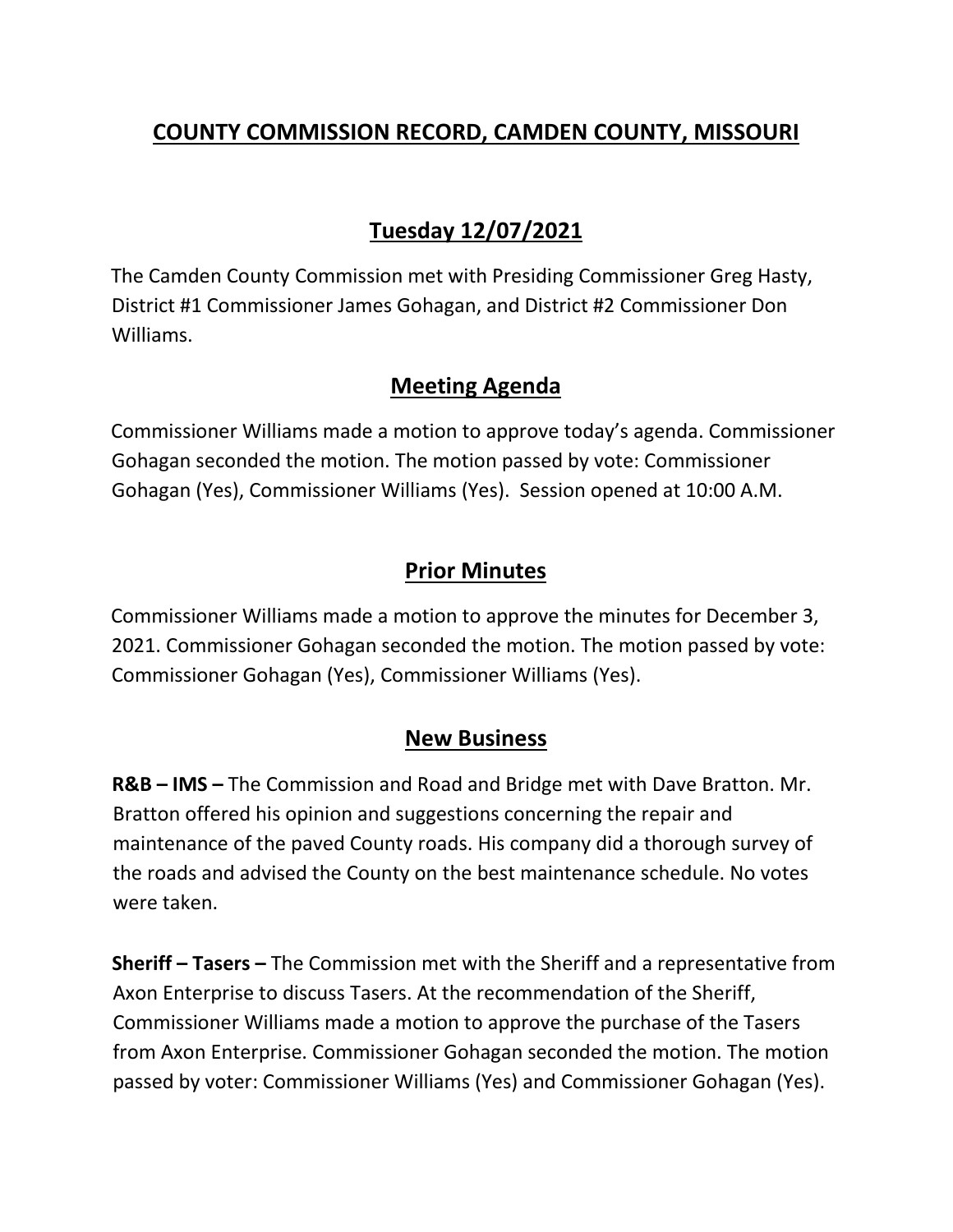# COUNTY COMMISSION RECORD, CAMDEN COUNTY, MISSOURI

## Tuesday 12/07/2021

The Camden County Commission met with Presiding Commissioner Greg Hasty, District #1 Commissioner James Gohagan, and District #2 Commissioner Don Williams.

## Meeting Agenda

Commissioner Williams made a motion to approve today's agenda. Commissioner Gohagan seconded the motion. The motion passed by vote: Commissioner Gohagan (Yes), Commissioner Williams (Yes). Session opened at 10:00 A.M.

## Prior Minutes

Commissioner Williams made a motion to approve the minutes for December 3, 2021. Commissioner Gohagan seconded the motion. The motion passed by vote: Commissioner Gohagan (Yes), Commissioner Williams (Yes).

## New Business

**R&B – IMS –** The Commission and Road and Bridge met with Dave Bratton. Mr. Bratton offered his opinion and suggestions concerning the repair and maintenance of the paved County roads. His company did a thorough survey of the roads and advised the County on the best maintenance schedule. No votes were taken.

**Sheriff – Tasers –** The Commission met with the Sheriff and a representative from Axon Enterprise to discuss Tasers. At the recommendation of the Sheriff, Commissioner Williams made a motion to approve the purchase of the Tasers from Axon Enterprise. Commissioner Gohagan seconded the motion. The motion passed by voter: Commissioner Williams (Yes) and Commissioner Gohagan (Yes).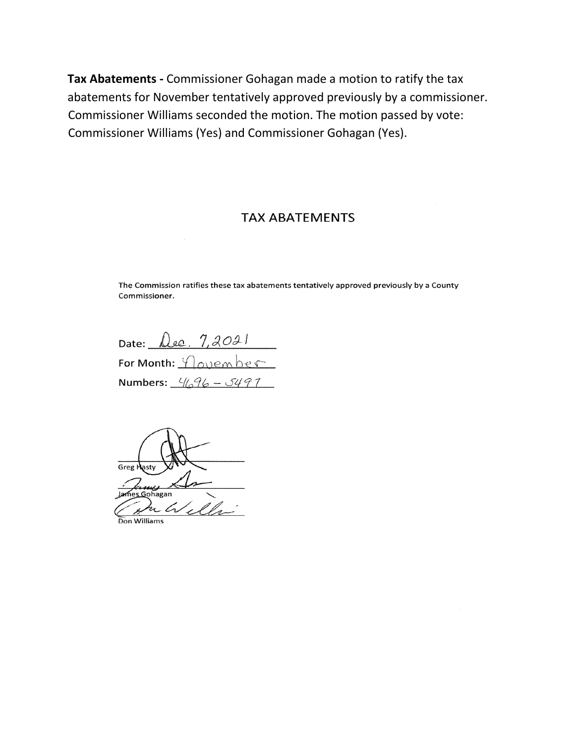**Tax Abatements -** Commissioner Gohagan made a motion to ratify the tax abatements for November tentatively approved previously by a commissioner. Commissioner Williams seconded the motion. The motion passed by vote: Commissioner Williams (Yes) and Commissioner Gohagan (Yes).

## TAX ABATEMENTS

The Commission ratifies these tax abatements tentatively approved previously by a County Commissioner.

Date: Dec. 7, 2021

For Month: November

Numbers: 4696 – 5497

Greg Hasty

James Gohagan

Don Williams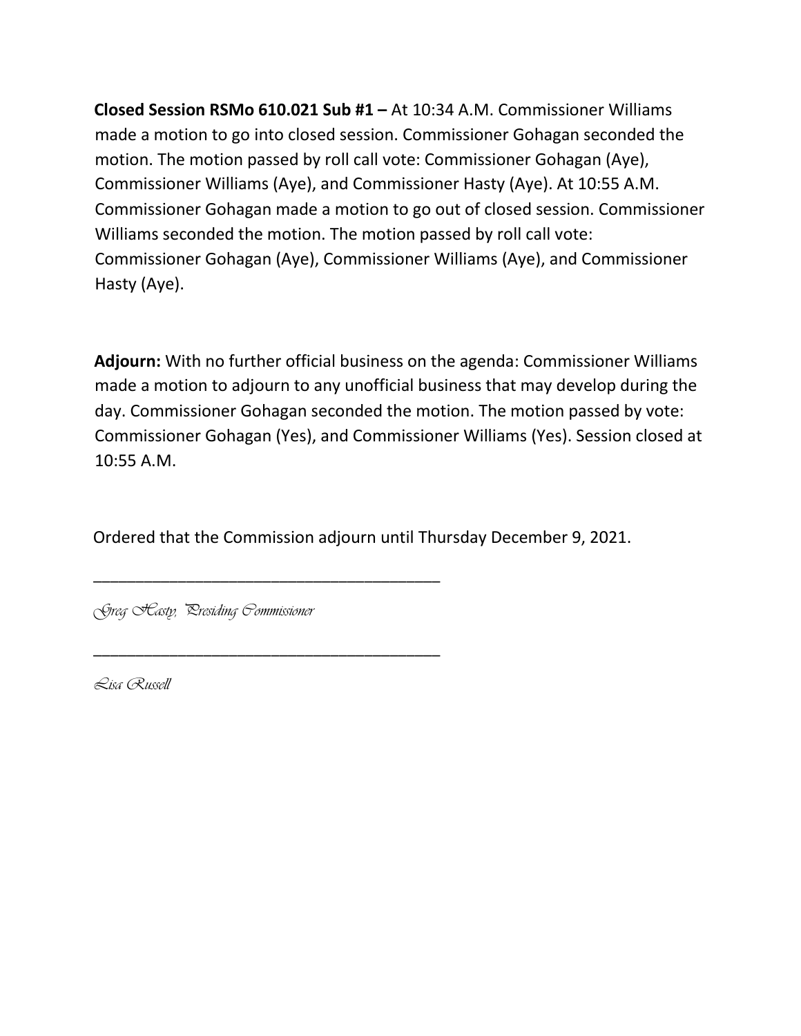**Closed Session RSMo 610.021 Sub #1 –** At 10:34 A.M. Commissioner Williams made a motion to go into closed session. Commissioner Gohagan seconded the motion. The motion passed by roll call vote: Commissioner Gohagan (Aye), Commissioner Williams (Aye), and Commissioner Hasty (Aye). At 10:55 A.M. Commissioner Gohagan made a motion to go out of closed session. Commissioner Williams seconded the motion. The motion passed by roll call vote: Commissioner Gohagan (Aye), Commissioner Williams (Aye), and Commissioner Hasty (Aye).

**Adjourn:** With no further official business on the agenda: Commissioner Williams made a motion to adjourn to any unofficial business that may develop during the day. Commissioner Gohagan seconded the motion. The motion passed by vote: Commissioner Gohagan (Yes), and Commissioner Williams (Yes). Session closed at 10:55 A.M.

Ordered that the Commission adjourn until Thursday December 9, 2021.

\_\_\_\_\_\_\_\_\_\_\_\_\_\_\_\_\_\_\_\_\_\_\_\_\_\_\_\_\_\_\_\_\_\_\_\_\_\_\_\_

*Greg Hasty, Presiding Commissioner*

\_\_\_\_\_\_\_\_\_\_\_\_\_\_\_\_\_\_\_\_\_\_\_\_\_\_\_\_\_\_\_\_\_\_\_\_\_\_\_\_

*Lisa Russell*